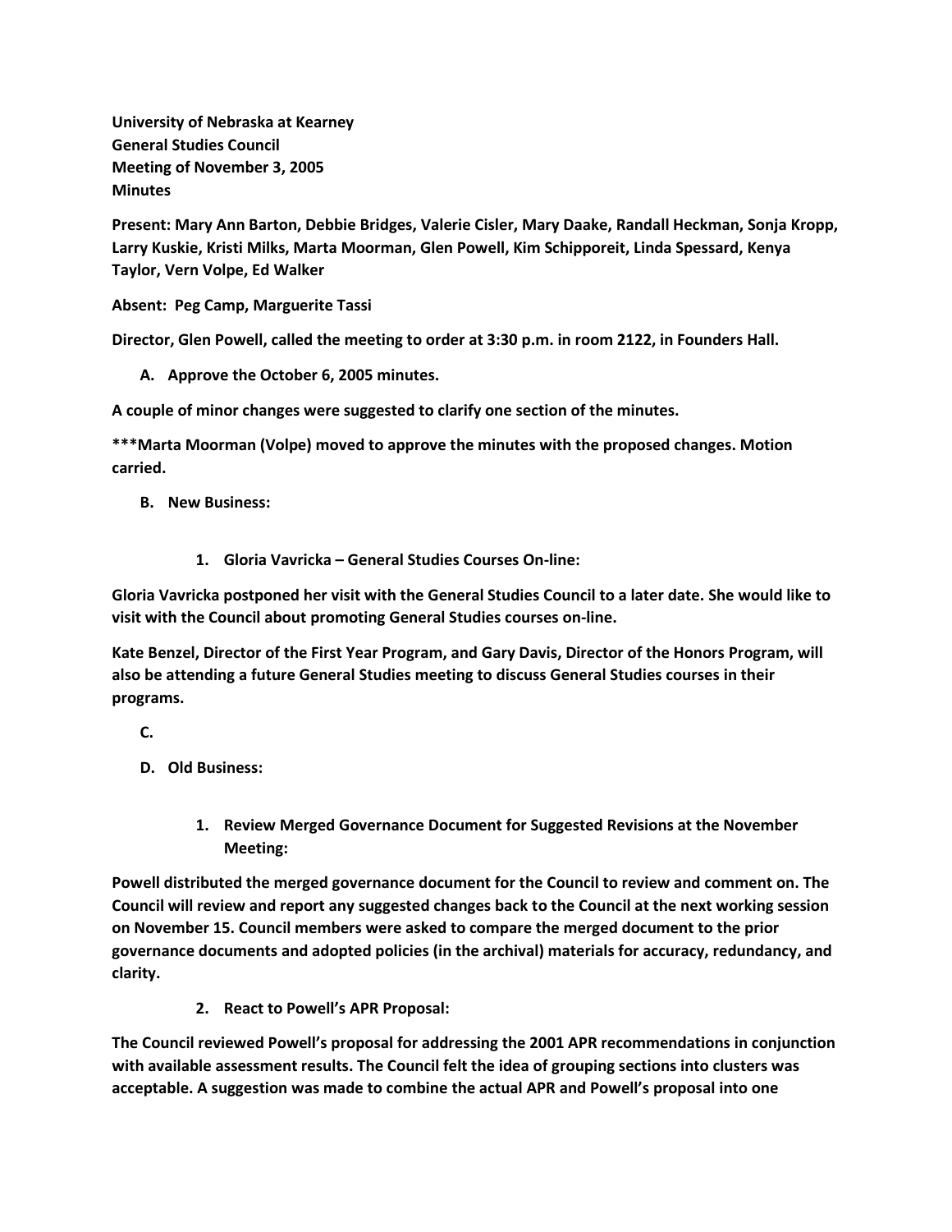**University of Nebraska at Kearney**
**General Studies Council**
**Meeting of November 3, 2005**
**Minutes**

**Present: Mary Ann Barton, Debbie Bridges, Valerie Cisler, Mary Daake, Randall Heckman, Sonja Kropp, Larry Kuskie, Kristi Milks, Marta Moorman, Glen Powell, Kim Schipporeit, Linda Spessard, Kenya Taylor, Vern Volpe, Ed Walker**

**Absent: Peg Camp, Marguerite Tassi**

**Director, Glen Powell, called the meeting to order at 3:30 p.m. in room 2122, in Founders Hall.**

**A. Approve the October 6, 2005 minutes.**

**A couple of minor changes were suggested to clarify one section of the minutes.**

**\*\*\*Marta Moorman (Volpe) moved to approve the minutes with the proposed changes. Motion carried.**

**B. New Business:**

**1. Gloria Vavricka – General Studies Courses On-line:**

**Gloria Vavricka postponed her visit with the General Studies Council to a later date. She would like to visit with the Council about promoting General Studies courses on-line.**

**Kate Benzel, Director of the First Year Program, and Gary Davis, Director of the Honors Program, will also be attending a future General Studies meeting to discuss General Studies courses in their programs.**

**C.**

**D. Old Business:**

**1. Review Merged Governance Document for Suggested Revisions at the November Meeting:**

**Powell distributed the merged governance document for the Council to review and comment on. The Council will review and report any suggested changes back to the Council at the next working session on November 15. Council members were asked to compare the merged document to the prior governance documents and adopted policies (in the archival) materials for accuracy, redundancy, and clarity.**

**2. React to Powell's APR Proposal:**

**The Council reviewed Powell's proposal for addressing the 2001 APR recommendations in conjunction with available assessment results. The Council felt the idea of grouping sections into clusters was acceptable. A suggestion was made to combine the actual APR and Powell's proposal into one**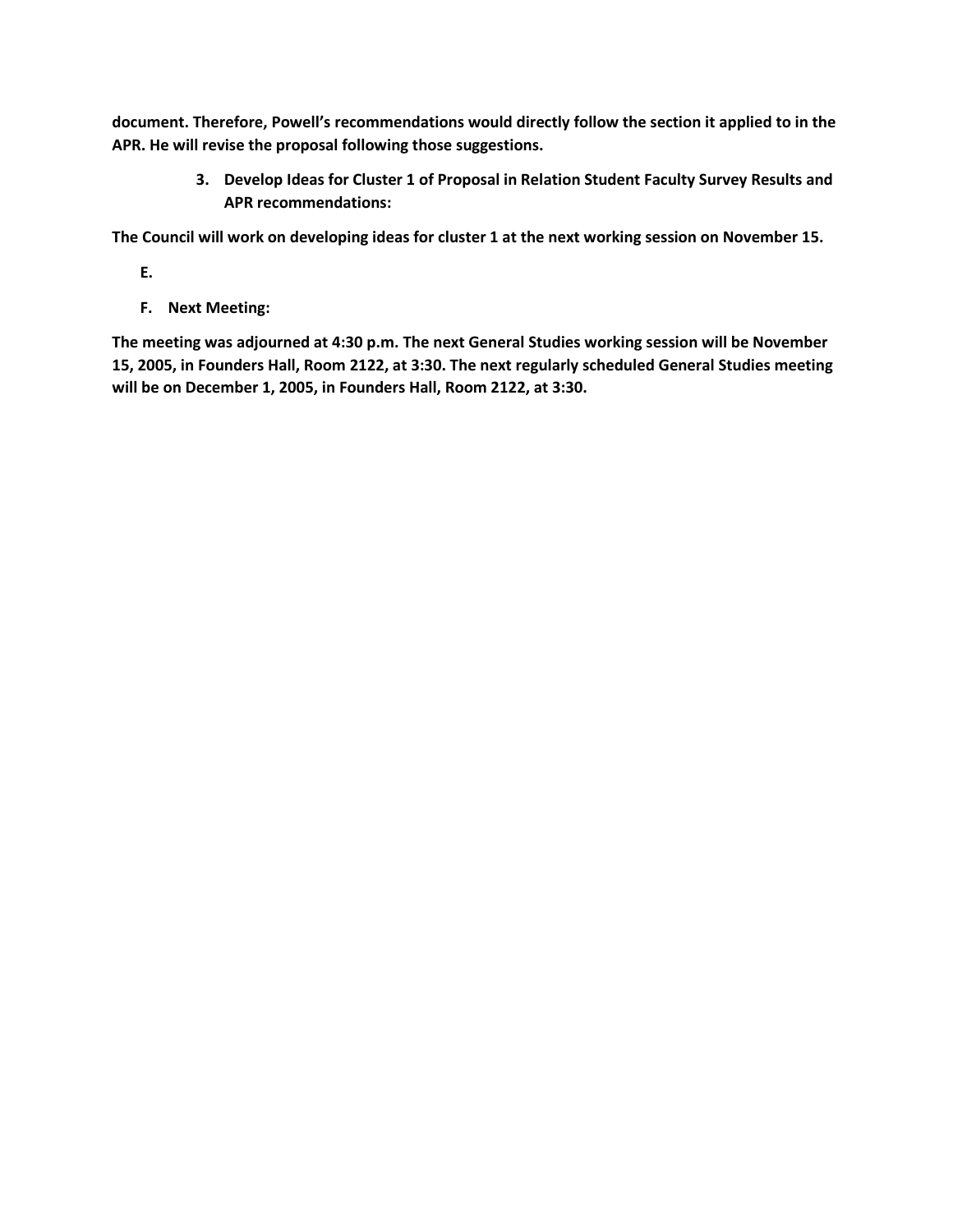**document. Therefore, Powell's recommendations would directly follow the section it applied to in the APR. He will revise the proposal following those suggestions.**

3. **Develop Ideas for Cluster 1 of Proposal in Relation Student Faculty Survey Results and APR recommendations:**

**The Council will work on developing ideas for cluster 1 at the next working session on November 15.**

**E.**

**F. Next Meeting:**

**The meeting was adjourned at 4:30 p.m. The next General Studies working session will be November 15, 2005, in Founders Hall, Room 2122, at 3:30. The next regularly scheduled General Studies meeting will be on December 1, 2005, in Founders Hall, Room 2122, at 3:30.**